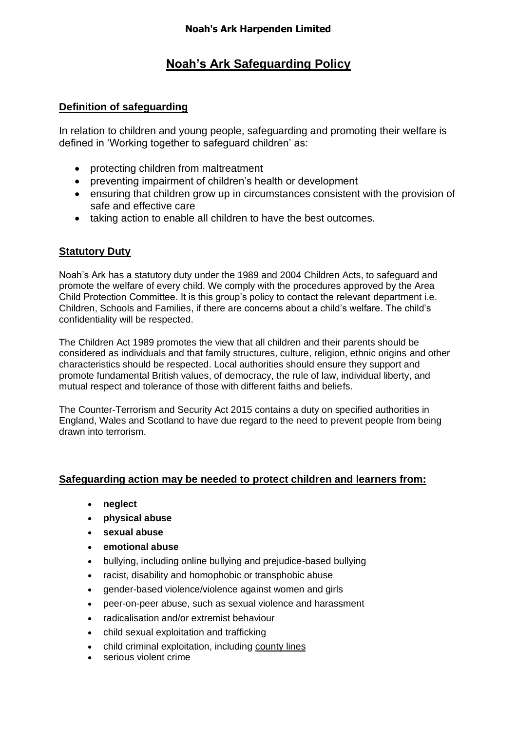**Noah's Ark Harpenden Limited**

# Noah's Ark Safeguarding Policy

## Definition of safeguarding

In relation to children and young people, safeguarding and promoting their welfare is defined in 'Working together to safeguard children' as:

- protecting children from maltreatment
- preventing impairment of children's health or development
- ensuring that children grow up in circumstances consistent with the provision of safe and effective care
- taking action to enable all children to have the best outcomes.

## Statutory Duty

Noah's Ark has a statutory duty under the 1989 and 2004 Children Acts, to safeguard and promote the welfare of every child. We comply with the procedures approved by the Area Child Protection Committee. It is this group's policy to contact the relevant department i.e. Children, Schools and Families, if there are concerns about a child's welfare. The child's confidentiality will be respected.

The Children Act 1989 promotes the view that all children and their parents should be considered as individuals and that family structures, culture, religion, ethnic origins and other characteristics should be respected. Local authorities should ensure they support and promote fundamental British values, of democracy, the rule of law, individual liberty, and mutual respect and tolerance of those with different faiths and beliefs.

The Counter-Terrorism and Security Act 2015 contains a duty on specified authorities in England, Wales and Scotland to have due regard to the need to prevent people from being drawn into terrorism.

## Safeguarding action may be needed to protect children and learners from:

- **neglect**
- **physical abuse**
- **sexual abuse**
- **emotional abuse**
- bullying, including online bullying and prejudice-based bullying
- racist, disability and homophobic or transphobic abuse
- gender-based violence/violence against women and girls
- peer-on-peer abuse, such as sexual violence and harassment
- radicalisation and/or extremist behaviour
- child sexual exploitation and trafficking
- child criminal exploitation, including county lines
- serious violent crime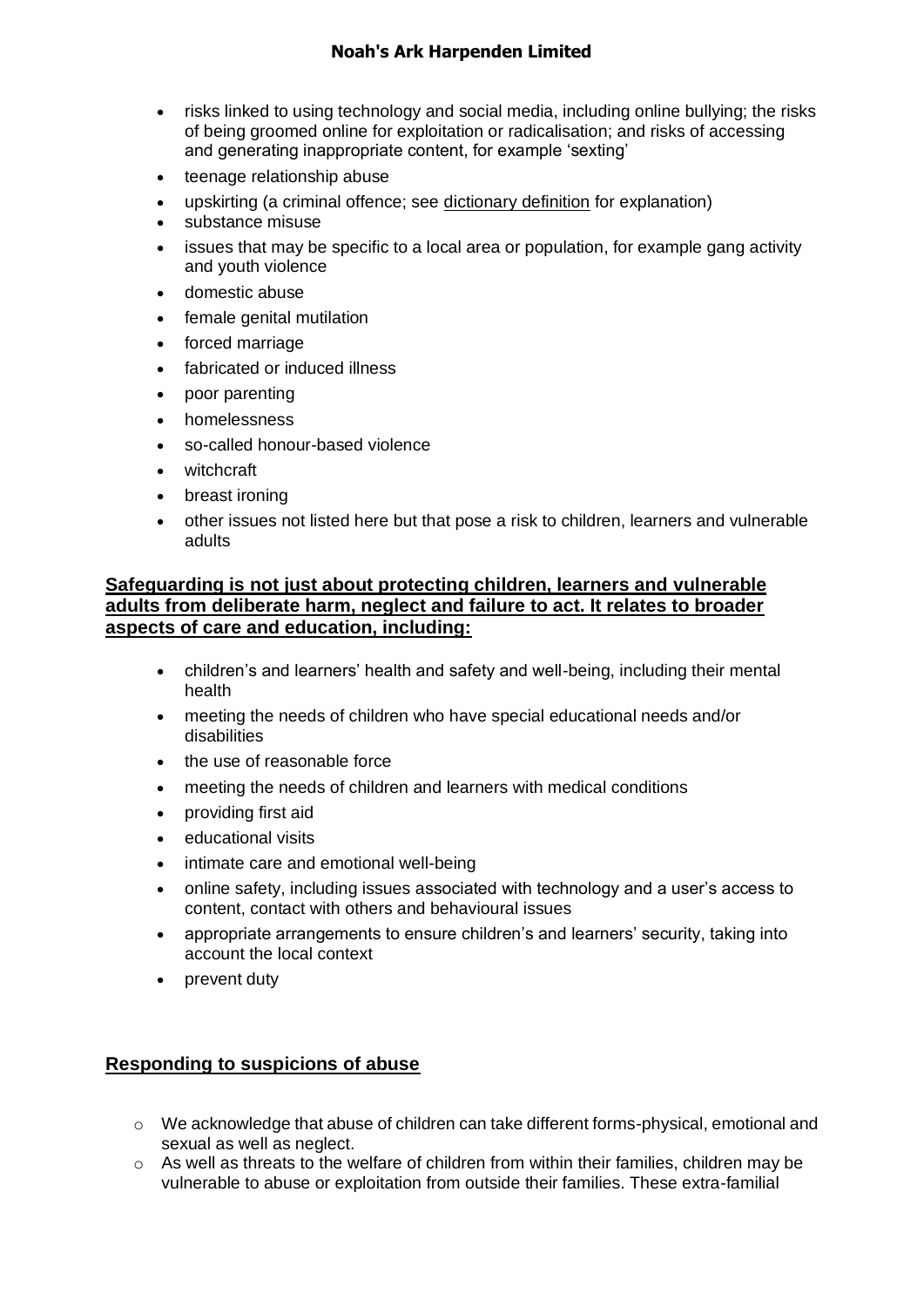- risks linked to using technology and social media, including online bullying; the risks of being groomed online for exploitation or radicalisation; and risks of accessing and generating inappropriate content, for example 'sexting'
- teenage relationship abuse
- upskirting (a criminal offence; see dictionary definition for explanation)
- substance misuse
- issues that may be specific to a local area or population, for example gang activity and youth violence
- domestic abuse
- female genital mutilation
- forced marriage
- fabricated or induced illness
- poor parenting
- homelessness
- so-called honour-based violence
- witchcraft
- breast ironing
- other issues not listed here but that pose a risk to children, learners and vulnerable adults

**Safeguarding is not just about protecting children, learners and vulnerable adults from deliberate harm, neglect and failure to act. It relates to broader aspects of care and education, including:**

- children's and learners' health and safety and well-being, including their mental health
- meeting the needs of children who have special educational needs and/or disabilities
- the use of reasonable force
- meeting the needs of children and learners with medical conditions
- providing first aid
- educational visits
- intimate care and emotional well-being
- online safety, including issues associated with technology and a user's access to content, contact with others and behavioural issues
- appropriate arrangements to ensure children's and learners' security, taking into account the local context
- prevent duty

## Responding to suspicions of abuse

- We acknowledge that abuse of children can take different forms-physical, emotional and sexual as well as neglect.
- As well as threats to the welfare of children from within their families, children may be vulnerable to abuse or exploitation from outside their families. These extra-familial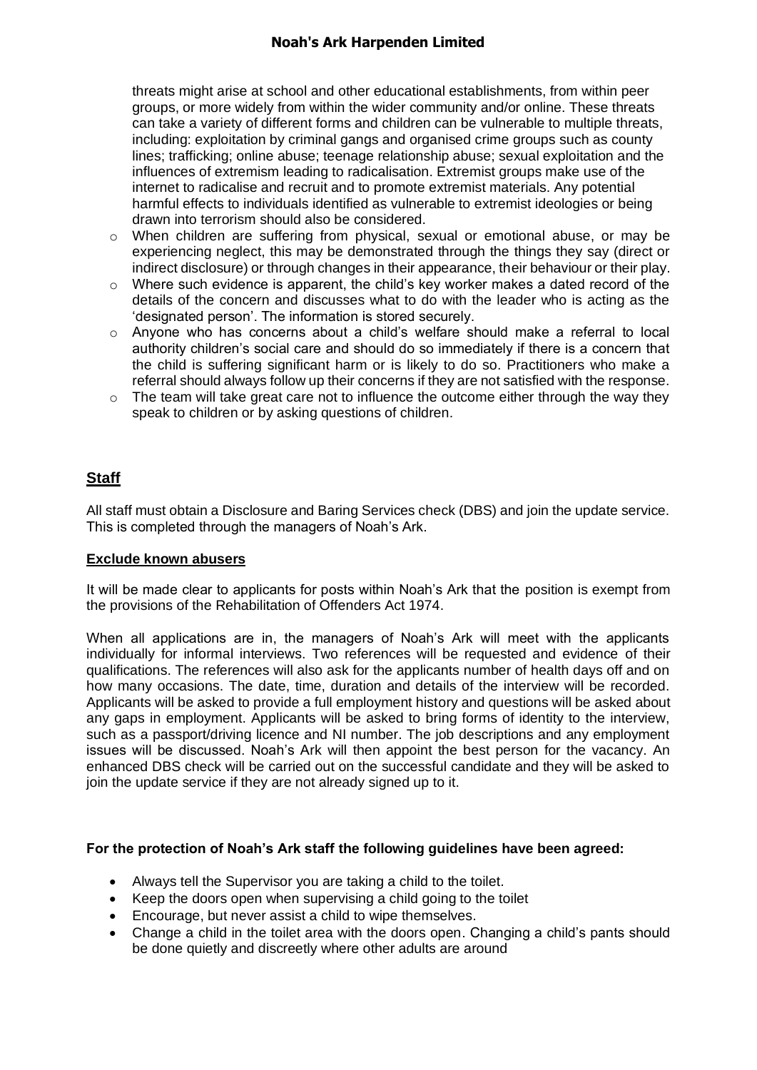threats might arise at school and other educational establishments, from within peer groups, or more widely from within the wider community and/or online. These threats can take a variety of different forms and children can be vulnerable to multiple threats, including: exploitation by criminal gangs and organised crime groups such as county lines; trafficking; online abuse; teenage relationship abuse; sexual exploitation and the influences of extremism leading to radicalisation. Extremist groups make use of the internet to radicalise and recruit and to promote extremist materials. Any potential harmful effects to individuals identified as vulnerable to extremist ideologies or being drawn into terrorism should also be considered.

- When children are suffering from physical, sexual or emotional abuse, or may be experiencing neglect, this may be demonstrated through the things they say (direct or indirect disclosure) or through changes in their appearance, their behaviour or their play.
- Where such evidence is apparent, the child's key worker makes a dated record of the details of the concern and discusses what to do with the leader who is acting as the 'designated person'. The information is stored securely.
- Anyone who has concerns about a child's welfare should make a referral to local authority children's social care and should do so immediately if there is a concern that the child is suffering significant harm or is likely to do so. Practitioners who make a referral should always follow up their concerns if they are not satisfied with the response.
- The team will take great care not to influence the outcome either through the way they speak to children or by asking questions of children.

## Staff

All staff must obtain a Disclosure and Baring Services check (DBS) and join the update service. This is completed through the managers of Noah's Ark.

### Exclude known abusers

It will be made clear to applicants for posts within Noah's Ark that the position is exempt from the provisions of the Rehabilitation of Offenders Act 1974.

When all applications are in, the managers of Noah's Ark will meet with the applicants individually for informal interviews. Two references will be requested and evidence of their qualifications. The references will also ask for the applicants number of health days off and on how many occasions. The date, time, duration and details of the interview will be recorded. Applicants will be asked to provide a full employment history and questions will be asked about any gaps in employment. Applicants will be asked to bring forms of identity to the interview, such as a passport/driving licence and NI number. The job descriptions and any employment issues will be discussed. Noah's Ark will then appoint the best person for the vacancy. An enhanced DBS check will be carried out on the successful candidate and they will be asked to join the update service if they are not already signed up to it.

**For the protection of Noah's Ark staff the following guidelines have been agreed:**

- Always tell the Supervisor you are taking a child to the toilet.
- Keep the doors open when supervising a child going to the toilet
- Encourage, but never assist a child to wipe themselves.
- Change a child in the toilet area with the doors open. Changing a child's pants should be done quietly and discreetly where other adults are around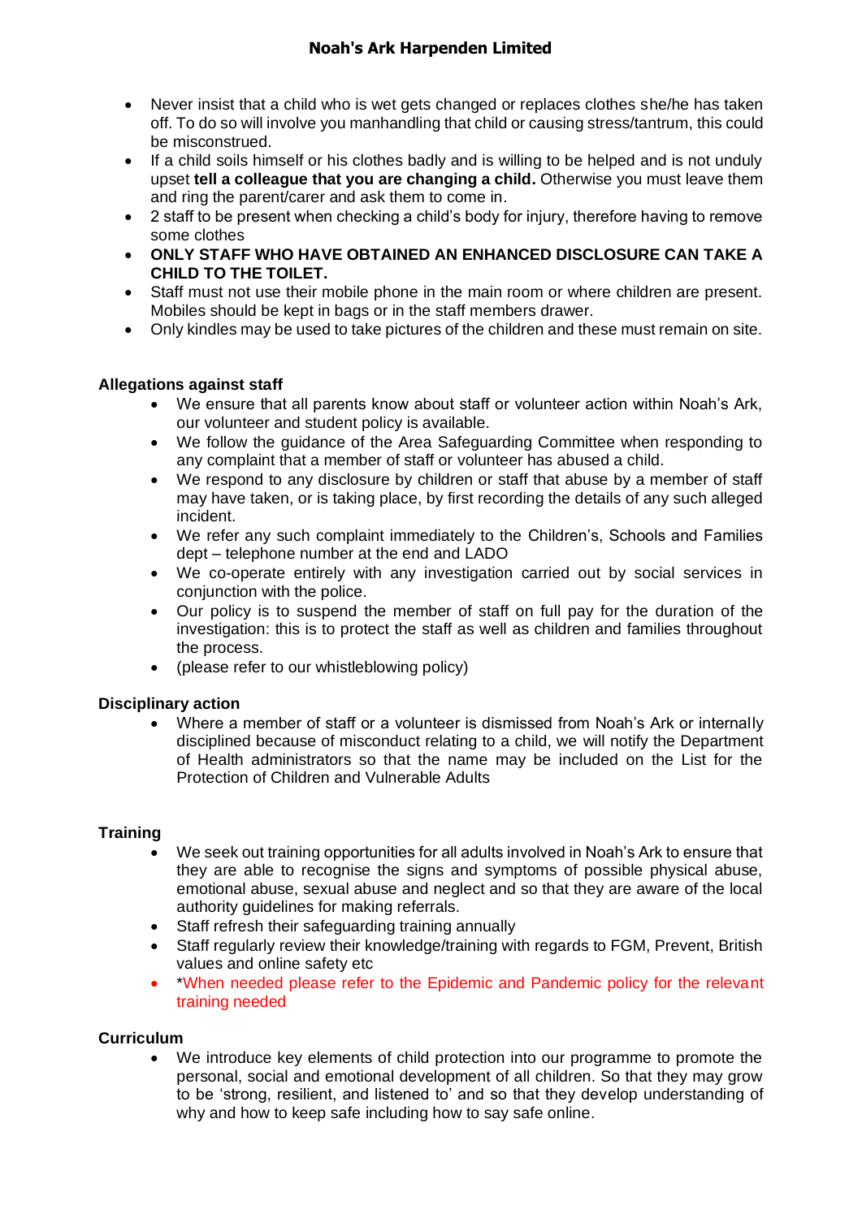- Never insist that a child who is wet gets changed or replaces clothes she/he has taken off. To do so will involve you manhandling that child or causing stress/tantrum, this could be misconstrued.
- If a child soils himself or his clothes badly and is willing to be helped and is not unduly upset **tell a colleague that you are changing a child.** Otherwise you must leave them and ring the parent/carer and ask them to come in.
- 2 staff to be present when checking a child's body for injury, therefore having to remove some clothes
- **ONLY STAFF WHO HAVE OBTAINED AN ENHANCED DISCLOSURE CAN TAKE A CHILD TO THE TOILET.**
- Staff must not use their mobile phone in the main room or where children are present. Mobiles should be kept in bags or in the staff members drawer.
- Only kindles may be used to take pictures of the children and these must remain on site.

**Allegations against staff**

- We ensure that all parents know about staff or volunteer action within Noah's Ark, our volunteer and student policy is available.
- We follow the guidance of the Area Safeguarding Committee when responding to any complaint that a member of staff or volunteer has abused a child.
- We respond to any disclosure by children or staff that abuse by a member of staff may have taken, or is taking place, by first recording the details of any such alleged incident.
- We refer any such complaint immediately to the Children's, Schools and Families dept – telephone number at the end and LADO
- We co-operate entirely with any investigation carried out by social services in conjunction with the police.
- Our policy is to suspend the member of staff on full pay for the duration of the investigation: this is to protect the staff as well as children and families throughout the process.
- (please refer to our whistleblowing policy)

**Disciplinary action**

- Where a member of staff or a volunteer is dismissed from Noah's Ark or internally disciplined because of misconduct relating to a child, we will notify the Department of Health administrators so that the name may be included on the List for the Protection of Children and Vulnerable Adults

**Training**

- We seek out training opportunities for all adults involved in Noah's Ark to ensure that they are able to recognise the signs and symptoms of possible physical abuse, emotional abuse, sexual abuse and neglect and so that they are aware of the local authority guidelines for making referrals.
- Staff refresh their safeguarding training annually
- Staff regularly review their knowledge/training with regards to FGM, Prevent, British values and online safety etc
- *When needed please refer to the Epidemic and Pandemic policy for the relevant training needed

**Curriculum**

- We introduce key elements of child protection into our programme to promote the personal, social and emotional development of all children. So that they may grow to be 'strong, resilient, and listened to' and so that they develop understanding of why and how to keep safe including how to say safe online.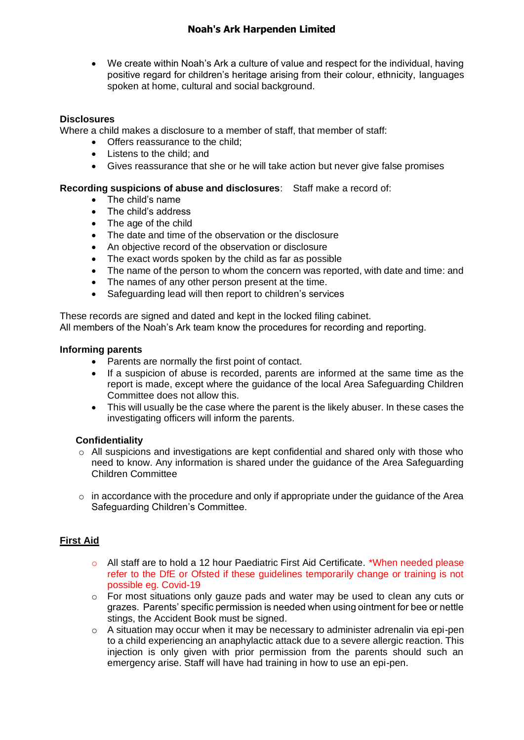- We create within Noah's Ark a culture of value and respect for the individual, having positive regard for children's heritage arising from their colour, ethnicity, languages spoken at home, cultural and social background.

**Disclosures**

Where a child makes a disclosure to a member of staff, that member of staff:

- Offers reassurance to the child;
- Listens to the child; and
- Gives reassurance that she or he will take action but never give false promises

**Recording suspicions of abuse and disclosures**: Staff make a record of:

- The child's name
- The child's address
- The age of the child
- The date and time of the observation or the disclosure
- An objective record of the observation or disclosure
- The exact words spoken by the child as far as possible
- The name of the person to whom the concern was reported, with date and time: and
- The names of any other person present at the time.
- Safeguarding lead will then report to children's services

These records are signed and dated and kept in the locked filing cabinet.
All members of the Noah's Ark team know the procedures for recording and reporting.

**Informing parents**

- Parents are normally the first point of contact.
- If a suspicion of abuse is recorded, parents are informed at the same time as the report is made, except where the guidance of the local Area Safeguarding Children Committee does not allow this.
- This will usually be the case where the parent is the likely abuser. In these cases the investigating officers will inform the parents.

**Confidentiality**

- All suspicions and investigations are kept confidential and shared only with those who need to know. Any information is shared under the guidance of the Area Safeguarding Children Committee

- in accordance with the procedure and only if appropriate under the guidance of the Area Safeguarding Children's Committee.

**First Aid**

- All staff are to hold a 12 hour Paediatric First Aid Certificate. *When needed please refer to the DfE or Ofsted if these guidelines temporarily change or training is not possible eg. Covid-19
- For most situations only gauze pads and water may be used to clean any cuts or grazes. Parents' specific permission is needed when using ointment for bee or nettle stings, the Accident Book must be signed.
- A situation may occur when it may be necessary to administer adrenalin via epi-pen to a child experiencing an anaphylactic attack due to a severe allergic reaction. This injection is only given with prior permission from the parents should such an emergency arise. Staff will have had training in how to use an epi-pen.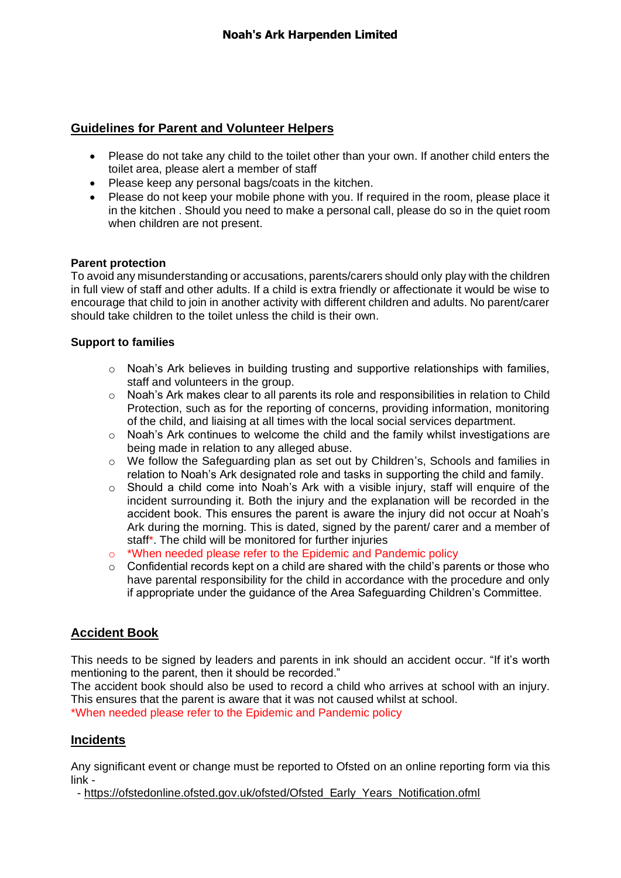## Guidelines for Parent and Volunteer Helpers

- Please do not take any child to the toilet other than your own. If another child enters the toilet area, please alert a member of staff
- Please keep any personal bags/coats in the kitchen.
- Please do not keep your mobile phone with you. If required in the room, please place it in the kitchen . Should you need to make a personal call, please do so in the quiet room when children are not present.

**Parent protection**

To avoid any misunderstanding or accusations, parents/carers should only play with the children in full view of staff and other adults. If a child is extra friendly or affectionate it would be wise to encourage that child to join in another activity with different children and adults. No parent/carer should take children to the toilet unless the child is their own.

**Support to families**

- Noah's Ark believes in building trusting and supportive relationships with families, staff and volunteers in the group.
- Noah's Ark makes clear to all parents its role and responsibilities in relation to Child Protection, such as for the reporting of concerns, providing information, monitoring of the child, and liaising at all times with the local social services department.
- Noah's Ark continues to welcome the child and the family whilst investigations are being made in relation to any alleged abuse.
- We follow the Safeguarding plan as set out by Children's, Schools and families in relation to Noah's Ark designated role and tasks in supporting the child and family.
- Should a child come into Noah's Ark with a visible injury, staff will enquire of the incident surrounding it. Both the injury and the explanation will be recorded in the accident book. This ensures the parent is aware the injury did not occur at Noah's Ark during the morning. This is dated, signed by the parent/ carer and a member of staff*. The child will be monitored for further injuries
- *When needed please refer to the Epidemic and Pandemic policy
- Confidential records kept on a child are shared with the child's parents or those who have parental responsibility for the child in accordance with the procedure and only if appropriate under the guidance of the Area Safeguarding Children's Committee.

## Accident Book

This needs to be signed by leaders and parents in ink should an accident occur. "If it's worth mentioning to the parent, then it should be recorded."

The accident book should also be used to record a child who arrives at school with an injury. This ensures that the parent is aware that it was not caused whilst at school.

*When needed please refer to the Epidemic and Pandemic policy

## Incidents

Any significant event or change must be reported to Ofsted on an online reporting form via this link -

- https://ofstedonline.ofsted.gov.uk/ofsted/Ofsted_Early_Years_Notification.ofml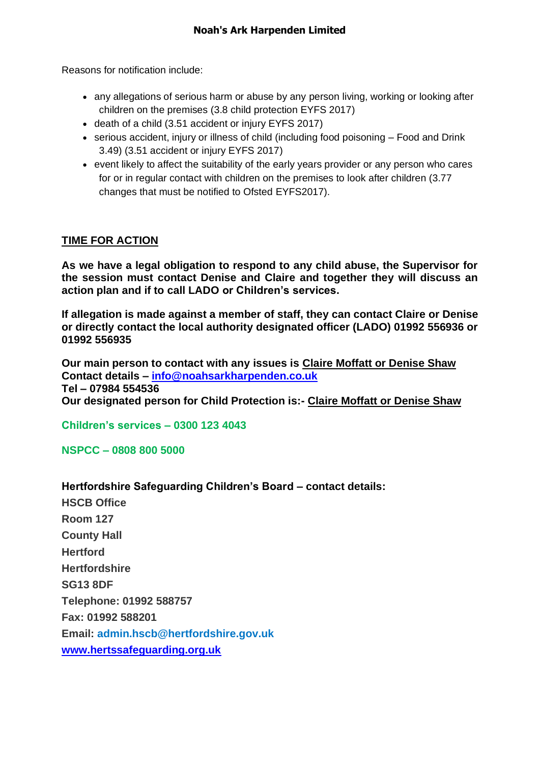Reasons for notification include:

- any allegations of serious harm or abuse by any person living, working or looking after children on the premises (3.8 child protection EYFS 2017)
- death of a child (3.51 accident or injury EYFS 2017)
- serious accident, injury or illness of child (including food poisoning – Food and Drink 3.49) (3.51 accident or injury EYFS 2017)
- event likely to affect the suitability of the early years provider or any person who cares for or in regular contact with children on the premises to look after children (3.77 changes that must be notified to Ofsted EYFS2017).

## TIME FOR ACTION

**As we have a legal obligation to respond to any child abuse, the Supervisor for the session must contact Denise and Claire and together they will discuss an action plan and if to call LADO or Children's services.**

**If allegation is made against a member of staff, they can contact Claire or Denise or directly contact the local authority designated officer (LADO) 01992 556936 or 01992 556935**

**Our main person to contact with any issues is Claire Moffatt or Denise Shaw**
**Contact details – info@noahsarkharpenden.co.uk**
**Tel – 07984 554536**
**Our designated person for Child Protection is:- Claire Moffatt or Denise Shaw**

**Children's services – 0300 123 4043**

**NSPCC – 0808 800 5000**

**Hertfordshire Safeguarding Children's Board – contact details:**

**HSCB Office**
**Room 127**
**County Hall**
**Hertford**
**Hertfordshire**
**SG13 8DF**
**Telephone: 01992 588757**
**Fax: 01992 588201**
**Email: admin.hscb@hertfordshire.gov.uk**
**www.hertssafeguarding.org.uk**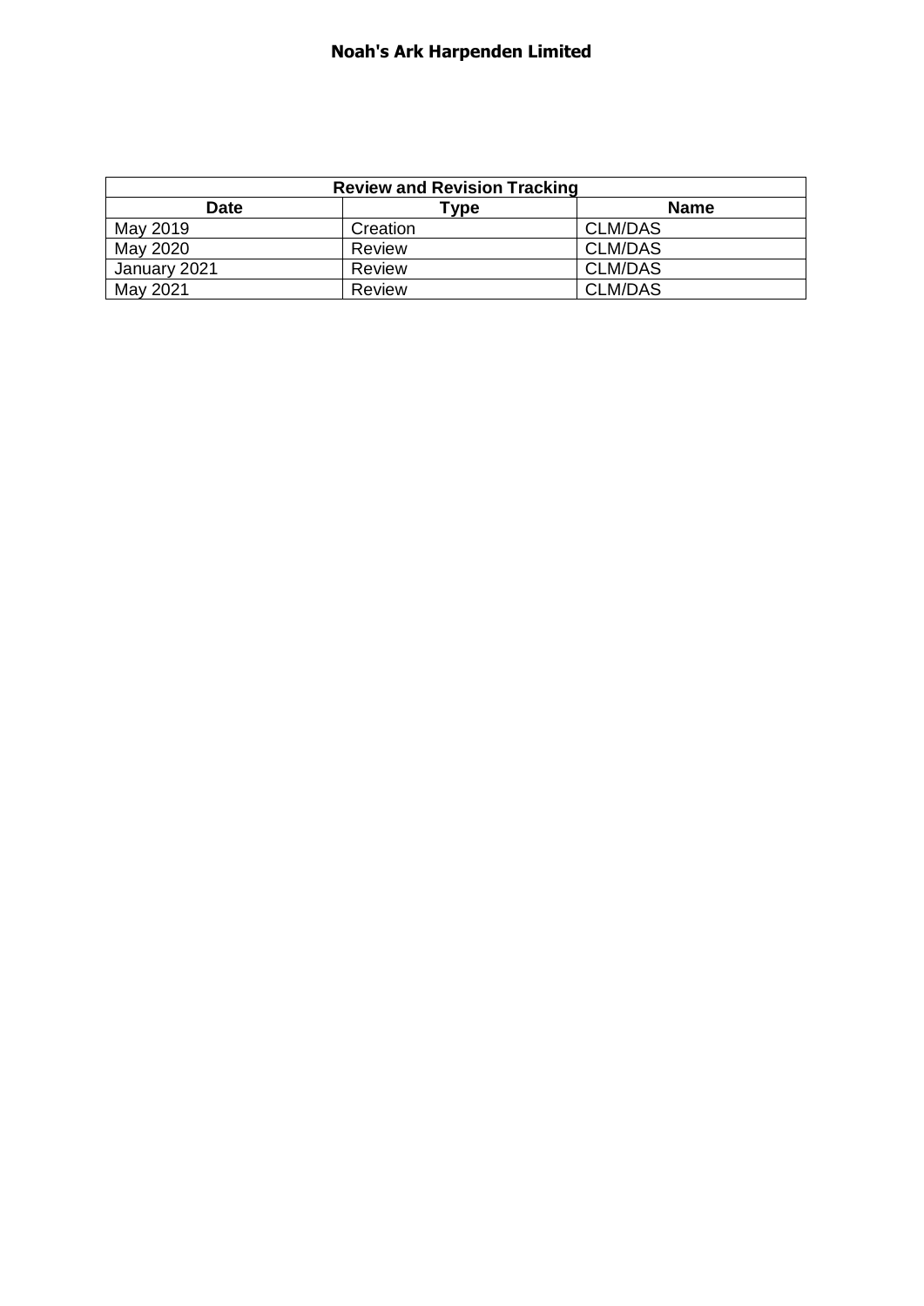| Review and Revision Tracking | | |
|---|---|---|
| **Date** | **Type** | **Name** |
| May 2019 | Creation | CLM/DAS |
| May 2020 | Review | CLM/DAS |
| January 2021 | Review | CLM/DAS |
| May 2021 | Review | CLM/DAS |